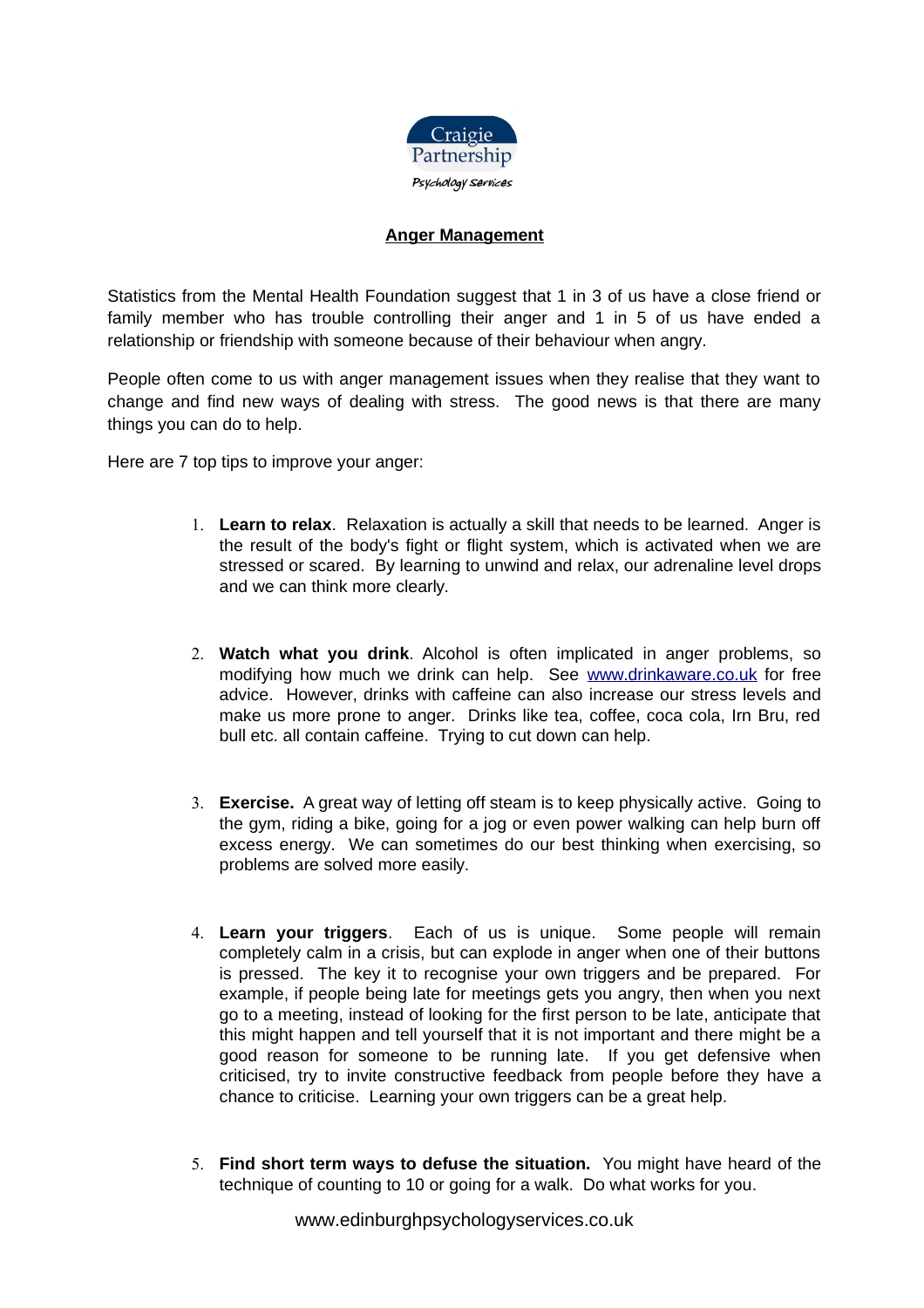Craigie Partnership

Psychology Services

**Anger Management**

Statistics from the Mental Health Foundation suggest that 1 in 3 of us have a close friend or family member who has trouble controlling their anger and 1 in 5 of us have ended a relationship or friendship with someone because of their behaviour when angry.

People often come to us with anger management issues when they realise that they want to change and find new ways of dealing with stress. The good news is that there are many things you can do to help.

Here are 7 top tips to improve your anger:

1. **Learn to relax**. Relaxation is actually a skill that needs to be learned. Anger is the result of the body's fight or flight system, which is activated when we are stressed or scared. By learning to unwind and relax, our adrenaline level drops and we can think more clearly.

2. **Watch what you drink**. Alcohol is often implicated in anger problems, so modifying how much we drink can help. See www.drinkaware.co.uk for free advice. However, drinks with caffeine can also increase our stress levels and make us more prone to anger. Drinks like tea, coffee, coca cola, Irn Bru, red bull etc. all contain caffeine. Trying to cut down can help.

3. **Exercise.** A great way of letting off steam is to keep physically active. Going to the gym, riding a bike, going for a jog or even power walking can help burn off excess energy. We can sometimes do our best thinking when exercising, so problems are solved more easily.

4. **Learn your triggers**. Each of us is unique. Some people will remain completely calm in a crisis, but can explode in anger when one of their buttons is pressed. The key it to recognise your own triggers and be prepared. For example, if people being late for meetings gets you angry, then when you next go to a meeting, instead of looking for the first person to be late, anticipate that this might happen and tell yourself that it is not important and there might be a good reason for someone to be running late. If you get defensive when criticised, try to invite constructive feedback from people before they have a chance to criticise. Learning your own triggers can be a great help.

5. **Find short term ways to defuse the situation.** You might have heard of the technique of counting to 10 or going for a walk. Do what works for you.

www.edinburghpsychologyservices.co.uk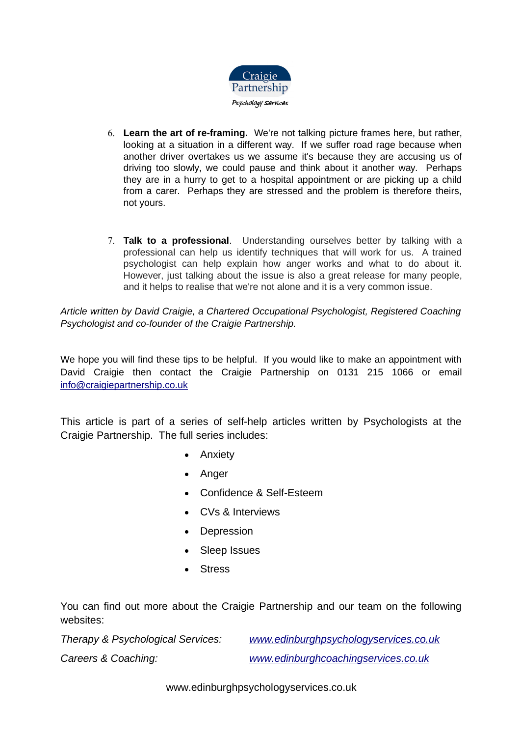6. **Learn the art of re-framing.** We're not talking picture frames here, but rather, looking at a situation in a different way. If we suffer road rage because when another driver overtakes us we assume it's because they are accusing us of driving too slowly, we could pause and think about it another way. Perhaps they are in a hurry to get to a hospital appointment or are picking up a child from a carer. Perhaps they are stressed and the problem is therefore theirs, not yours.

7. **Talk to a professional**. Understanding ourselves better by talking with a professional can help us identify techniques that will work for us. A trained psychologist can help explain how anger works and what to do about it. However, just talking about the issue is also a great release for many people, and it helps to realise that we're not alone and it is a very common issue.

*Article written by David Craigie, a Chartered Occupational Psychologist, Registered Coaching Psychologist and co-founder of the Craigie Partnership.*

We hope you will find these tips to be helpful. If you would like to make an appointment with David Craigie then contact the Craigie Partnership on 0131 215 1066 or email info@craigiepartnership.co.uk

This article is part of a series of self-help articles written by Psychologists at the Craigie Partnership. The full series includes:

- Anxiety
- Anger
- Confidence & Self-Esteem
- CVs & Interviews
- Depression
- Sleep Issues
- Stress

You can find out more about the Craigie Partnership and our team on the following websites:

*Therapy & Psychological Services:* www.edinburghpsychologyservices.co.uk

*Careers & Coaching:* www.edinburghcoachingservices.co.uk